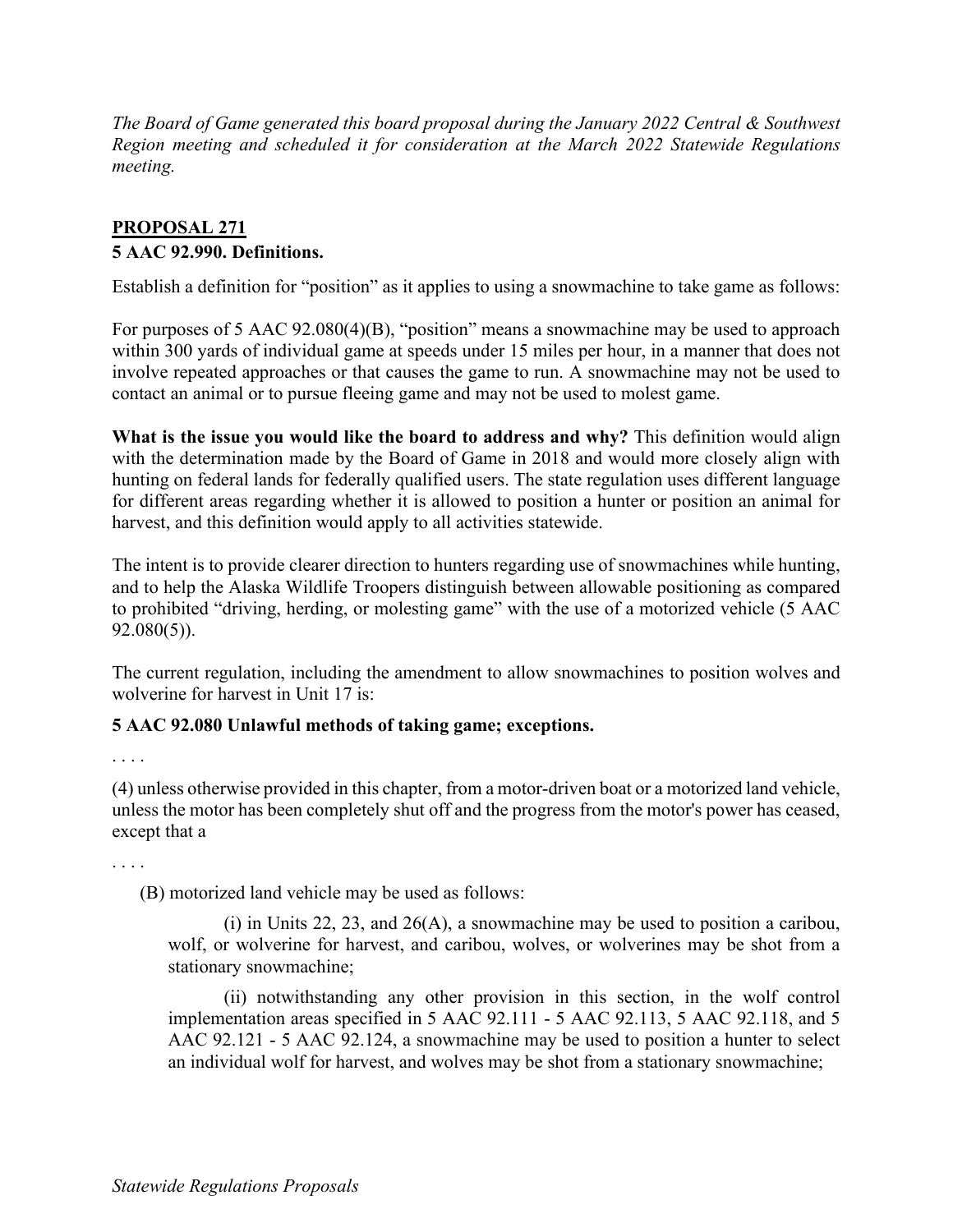*The Board of Game generated this board proposal during the January 2022 Central & Southwest Region meeting and scheduled it for consideration at the March 2022 Statewide Regulations meeting.*

## PROPOSAL 271

**5 AAC 92.990. Definitions.**

Establish a definition for "position" as it applies to using a snowmachine to take game as follows:

For purposes of 5 AAC 92.080(4)(B), "position" means a snowmachine may be used to approach within 300 yards of individual game at speeds under 15 miles per hour, in a manner that does not involve repeated approaches or that causes the game to run. A snowmachine may not be used to contact an animal or to pursue fleeing game and may not be used to molest game.

**What is the issue you would like the board to address and why?** This definition would align with the determination made by the Board of Game in 2018 and would more closely align with hunting on federal lands for federally qualified users. The state regulation uses different language for different areas regarding whether it is allowed to position a hunter or position an animal for harvest, and this definition would apply to all activities statewide.

The intent is to provide clearer direction to hunters regarding use of snowmachines while hunting, and to help the Alaska Wildlife Troopers distinguish between allowable positioning as compared to prohibited "driving, herding, or molesting game" with the use of a motorized vehicle (5 AAC 92.080(5)).

The current regulation, including the amendment to allow snowmachines to position wolves and wolverine for harvest in Unit 17 is:

**5 AAC 92.080 Unlawful methods of taking game; exceptions.**

. . . .

(4) unless otherwise provided in this chapter, from a motor-driven boat or a motorized land vehicle, unless the motor has been completely shut off and the progress from the motor's power has ceased, except that a

. . . .

(B) motorized land vehicle may be used as follows:

(i) in Units 22, 23, and 26(A), a snowmachine may be used to position a caribou, wolf, or wolverine for harvest, and caribou, wolves, or wolverines may be shot from a stationary snowmachine;

(ii) notwithstanding any other provision in this section, in the wolf control implementation areas specified in 5 AAC 92.111 - 5 AAC 92.113, 5 AAC 92.118, and 5 AAC 92.121 - 5 AAC 92.124, a snowmachine may be used to position a hunter to select an individual wolf for harvest, and wolves may be shot from a stationary snowmachine;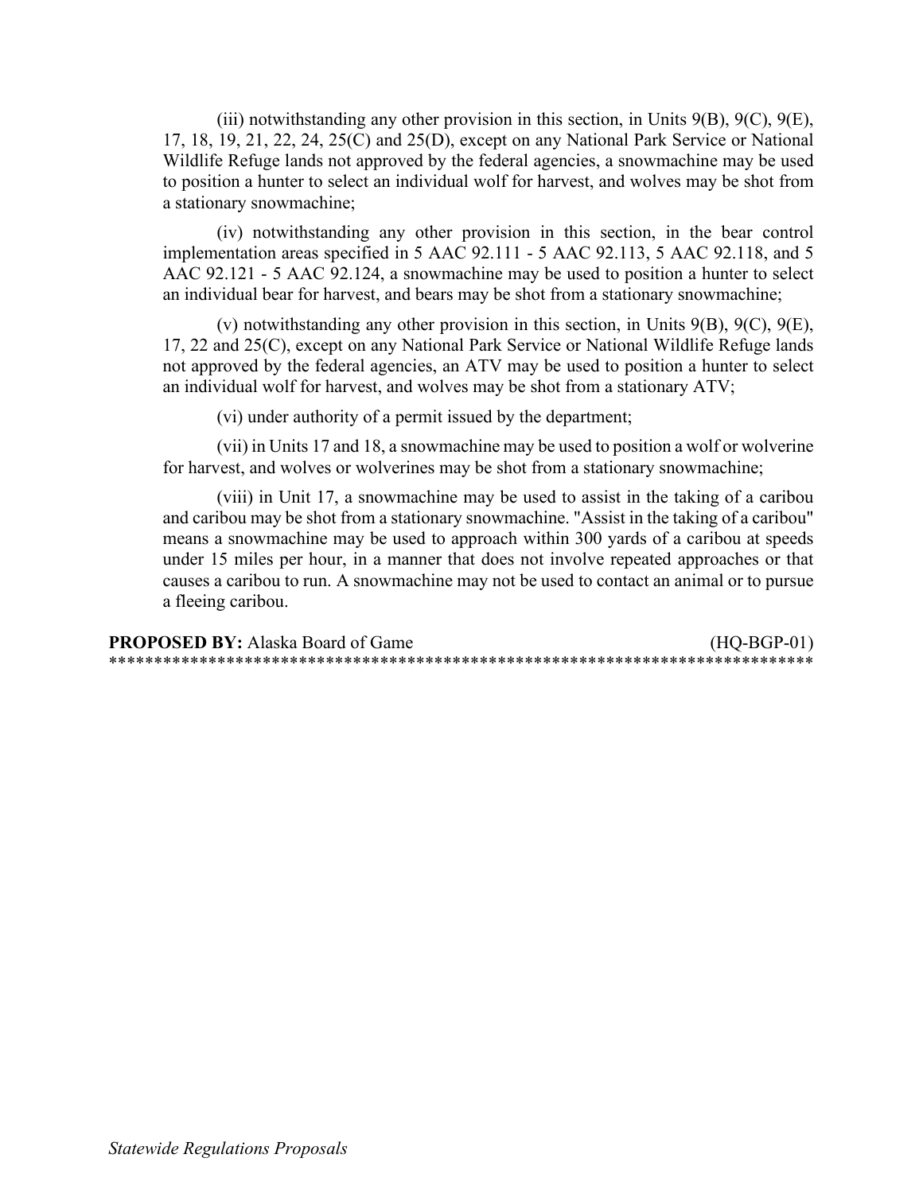(iii) notwithstanding any other provision in this section, in Units 9(B), 9(C), 9(E), 17, 18, 19, 21, 22, 24, 25(C) and 25(D), except on any National Park Service or National Wildlife Refuge lands not approved by the federal agencies, a snowmachine may be used to position a hunter to select an individual wolf for harvest, and wolves may be shot from a stationary snowmachine;

(iv) notwithstanding any other provision in this section, in the bear control implementation areas specified in 5 AAC 92.111 - 5 AAC 92.113, 5 AAC 92.118, and 5 AAC 92.121 - 5 AAC 92.124, a snowmachine may be used to position a hunter to select an individual bear for harvest, and bears may be shot from a stationary snowmachine;

(v) notwithstanding any other provision in this section, in Units 9(B), 9(C), 9(E), 17, 22 and 25(C), except on any National Park Service or National Wildlife Refuge lands not approved by the federal agencies, an ATV may be used to position a hunter to select an individual wolf for harvest, and wolves may be shot from a stationary ATV;

(vi) under authority of a permit issued by the department;

(vii) in Units 17 and 18, a snowmachine may be used to position a wolf or wolverine for harvest, and wolves or wolverines may be shot from a stationary snowmachine;

(viii) in Unit 17, a snowmachine may be used to assist in the taking of a caribou and caribou may be shot from a stationary snowmachine. "Assist in the taking of a caribou" means a snowmachine may be used to approach within 300 yards of a caribou at speeds under 15 miles per hour, in a manner that does not involve repeated approaches or that causes a caribou to run. A snowmachine may not be used to contact an animal or to pursue a fleeing caribou.

**PROPOSED BY:** Alaska Board of Game (HQ-BGP-01)

******************************************************************************